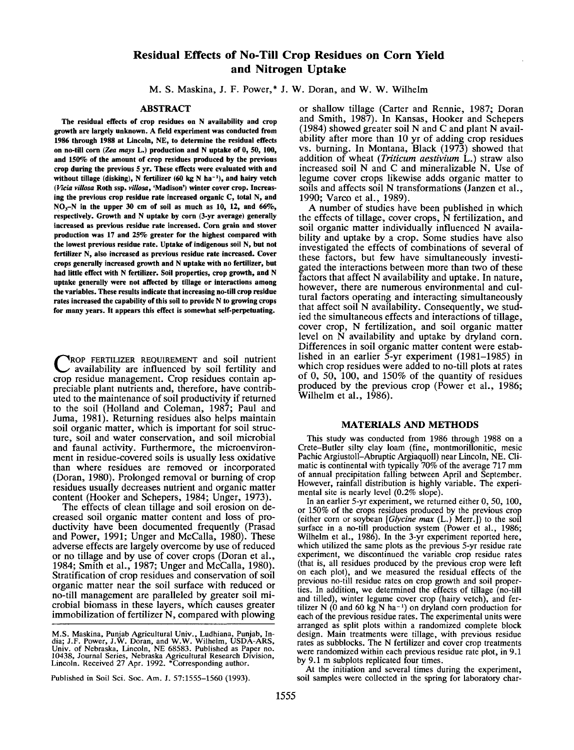# Residual Effects of No-Till Crop Residues on Corn Yield and Nitrogen Uptake

M. S. Maskina, J. F. Power,* J. W. Doran, and W. W. Wilhelm

## ABSTRACT

**The residual effects of crop residues on N availability and crop growth are largely unknown. A field experiment was conducted from 1986 through 1988 at Lincoln, NE, to determine the residual effects on no-till corn (*Zea mays* L.) production and N uptake of 0, 50, 100, and 150% of the amount of crop residues produced by the previous crop during the previous 5 yr. These effects were evaluated with and without tillage (disking), N fertilizer (60 kg N $ha^{-1}$), and hairy vetch (*Vicia villosa* Roth ssp. *villosa*, 'Madison') winter cover crop. Increasing the previous crop residue rate increased organic C, total N, and $NO_3$-N in the upper 30 cm of soil as much as 10, 12, and 66%, respectively. Growth and N uptake by corn (3-yr average) generally increased as previous residue rate increased. Corn grain and stover production was 17 and 25% greater for the highest compared with the lowest previous residue rate. Uptake of indigenous soil N, but not fertilizer N, also increased as previous residue rate increased. Cover crops generally increased growth and N uptake with no fertilizer, but had little effect with N fertilizer. Soil properties, crop growth, and N uptake generally were not affected by tillage or interactions among the variables. These results indicate that increasing no-till crop residue rates increased the capability of this soil to provide N to growing crops for many years. It appears this effect is somewhat self-perpetuating.**

Crop fertilizer requirement and soil nutrient availability are influenced by soil fertility and crop residue management. Crop residues contain appreciable plant nutrients and, therefore, have contributed to the maintenance of soil productivity if returned to the soil (Holland and Coleman, 1987; Paul and Juma, 1981). Returning residues also helps maintain soil organic matter, which is important for soil structure, soil and water conservation, and soil microbial and faunal activity. Furthermore, the microenvironment in residue-covered soils is usually less oxidative than where residues are removed or incorporated (Doran, 1980). Prolonged removal or burning of crop residues usually decreases nutrient and organic matter content (Hooker and Schepers, 1984; Unger, 1973).

The effects of clean tillage and soil erosion on decreased soil organic matter content and loss of productivity have been documented frequently (Prasad and Power, 1991; Unger and McCalla, 1980). These adverse effects are largely overcome by use of reduced or no tillage and by use of cover crops (Doran et al., 1984; Smith et al., 1987; Unger and McCalla, 1980). Stratification of crop residues and conservation of soil organic matter near the soil surface with reduced or no-till management are paralleled by greater soil microbial biomass in these layers, which causes greater immobilization of fertilizer N, compared with plowing or shallow tillage (Carter and Rennie, 1987; Doran and Smith, 1987). In Kansas, Hooker and Schepers (1984) showed greater soil N and C and plant N availability after more than 10 yr of adding crop residues vs. burning. In Montana, Black (1973) showed that addition of wheat (*Triticum aestivium* L.) straw also increased soil N and C and mineralizable N. Use of legume cover crops likewise adds organic matter to soils and affects soil N transformations (Janzen et al., 1990; Varco et al., 1989).

A number of studies have been published in which the effects of tillage, cover crops, N fertilization, and soil organic matter individually influenced N availability and uptake by a crop. Some studies have also investigated the effects of combinations of several of these factors, but few have simultaneously investigated the interactions between more than two of these factors that affect N availability and uptake. In nature, however, there are numerous environmental and cultural factors operating and interacting simultaneously that affect soil N availability. Consequently, we studied the simultaneous effects and interactions of tillage, cover crop, N fertilization, and soil organic matter level on N availability and uptake by dryland corn. Differences in soil organic matter content were established in an earlier 5-yr experiment (1981–1985) in which crop residues were added to no-till plots at rates of 0, 50, 100, and 150% of the quantity of residues produced by the previous crop (Power et al., 1986; Wilhelm et al., 1986).

## MATERIALS AND METHODS

This study was conducted from 1986 through 1988 on a Crete–Butler silty clay loam (fine, montmorillonitic, mesic Pachic Argiustoll–Abruptic Argiaquoll) near Lincoln, NE. Climatic is continental with typically 70% of the average 717 mm of annual precipitation falling between April and September. However, rainfall distribution is highly variable. The experimental site is nearly level (0.2% slope).

In an earlier 5-yr experiment, we returned either 0, 50, 100, or 150% of the crops residues produced by the previous crop (either corn or soybean [*Glycine max* (L.) Merr.]) to the soil surface in a no-till production system (Power et al., 1986; Wilhelm et al., 1986). In the 3-yr experiment reported here, which utilized the same plots as the previous 5-yr residue rate experiment, we discontinued the variable crop residue rates (that is, all residues produced by the previous crop were left on each plot), and we measured the residual effects of the previous no-till residue rates on crop growth and soil properties. In addition, we determined the effects of tillage (no-till and tilled), winter legume cover crop (hairy vetch), and fertilizer N (0 and 60 kg N $ha^{-1}$) on dryland corn production for each of the previous residue rates. The experimental units were arranged as split plots within a randomized complete block design. Main treatments were tillage, with previous residue rates as subblocks. The N fertilizer and cover crop treatments were randomized within each previous residue rate plot, in 9.1 by 9.1 m subplots replicated four times.

At the initiation and several times during the experiment, soil samples were collected in the spring for laboratory char-

M.S. Maskina, Punjab Agricultural Univ., Ludhiana, Punjab, India; J.F. Power, J.W. Doran, and W.W. Wilhelm, USDA-ARS, Univ. of Nebraska, Lincoln, NE 68583. Published as Paper no. 10438, Journal Series, Nebraska Agricultural Research Division, Lincoln. Received 27 Apr. 1992. *Corresponding author.

Published in Soil Sci. Soc. Am. J. 57:1555–1560 (1993).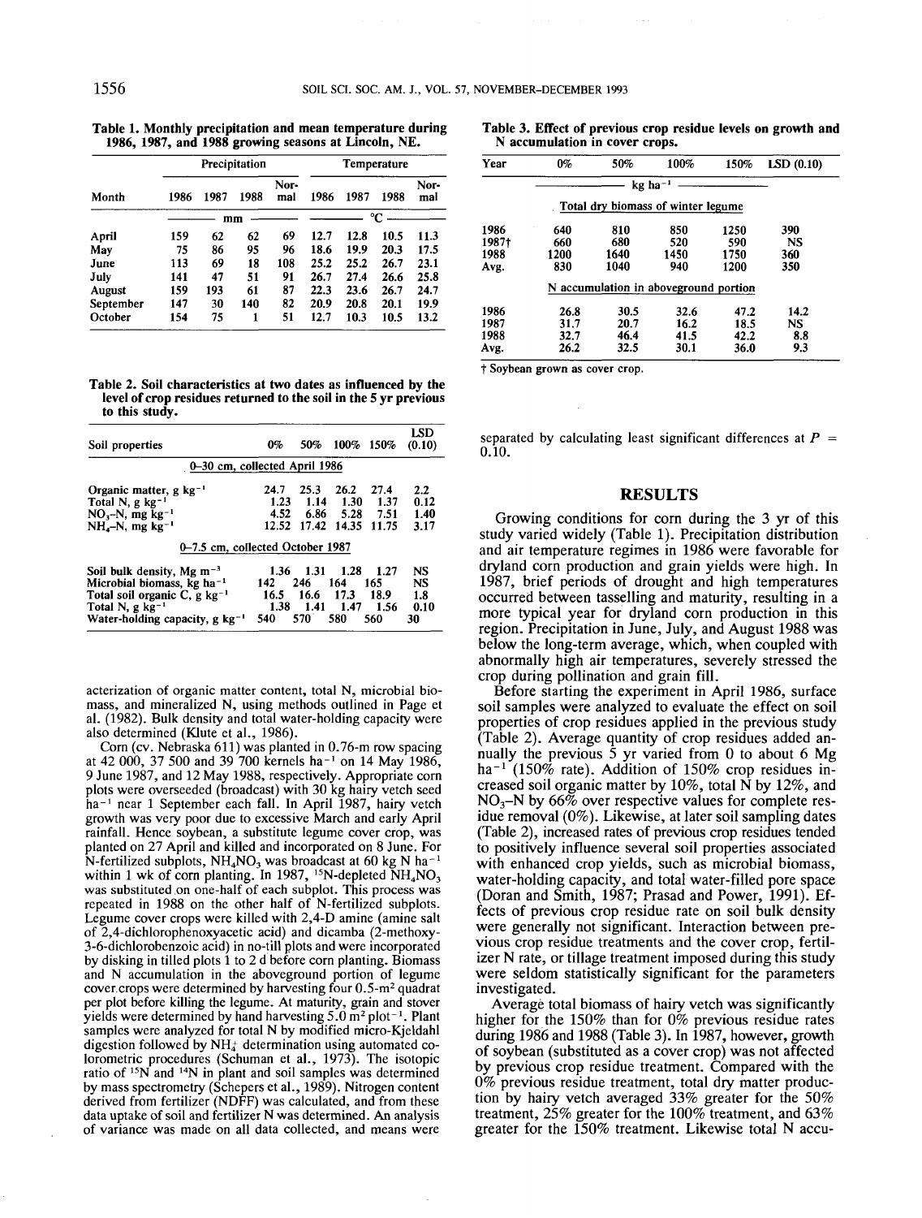Table 1. Monthly precipitation and mean temperature during 1986, 1987, and 1988 growing seasons at Lincoln, NE.

| Month | Precipitation | | | | Temperature | | | |
|---|---|---|---|---|---|---|---|---|
| | 1986 | 1987 | 1988 | Normal | 1986 | 1987 | 1988 | Normal |
| | mm | | | | °C | | | |
| April | 159 | 62 | 62 | 69 | 12.7 | 12.8 | 10.5 | 11.3 |
| May | 75 | 86 | 95 | 96 | 18.6 | 19.9 | 20.3 | 17.5 |
| June | 113 | 69 | 18 | 108 | 25.2 | 25.2 | 26.7 | 23.1 |
| July | 141 | 47 | 51 | 91 | 26.7 | 27.4 | 26.6 | 25.8 |
| August | 159 | 193 | 61 | 87 | 22.3 | 23.6 | 26.7 | 24.7 |
| September | 147 | 30 | 140 | 82 | 20.9 | 20.8 | 20.1 | 19.9 |
| October | 154 | 75 | 1 | 51 | 12.7 | 10.3 | 10.5 | 13.2 |

Table 2. Soil characteristics at two dates as influenced by the level of crop residues returned to the soil in the 5 yr previous to this study.

| Soil properties | 0% | 50% | 100% | 150% | LSD (0.10) |
|---|---|---|---|---|---|
| *0–30 cm, collected April 1986* | | | | | |
| Organic matter, g kg$^{-1}$ | 24.7 | 25.3 | 26.2 | 27.4 | 2.2 |
| Total N, g kg$^{-1}$ | 1.23 | 1.14 | 1.30 | 1.37 | 0.12 |
| $NO_3$–N, mg kg$^{-1}$ | 4.52 | 6.86 | 5.28 | 7.51 | 1.40 |
| $NH_4$–N, mg kg$^{-1}$ | 12.52 | 17.42 | 14.35 | 11.75 | 3.17 |
| *0–7.5 cm, collected October 1987* | | | | | |
| Soil bulk density, Mg m$^{-3}$ | 1.36 | 1.31 | 1.28 | 1.27 | NS |
| Microbial biomass, kg ha$^{-1}$ | 142 | 246 | 164 | 165 | NS |
| Total soil organic C, g kg$^{-1}$ | 16.5 | 16.6 | 17.3 | 18.9 | 1.8 |
| Total N, g kg$^{-1}$ | 1.38 | 1.41 | 1.47 | 1.56 | 0.10 |
| Water-holding capacity, g kg$^{-1}$ | 540 | 570 | 580 | 560 | 30 |

acterization of organic matter content, total N, microbial biomass, and mineralized N, using methods outlined in Page et al. (1982). Bulk density and total water-holding capacity were also determined (Klute et al., 1986).

Corn (cv. Nebraska 611) was planted in 0.76-m row spacing at 42 000, 37 500 and 39 700 kernels ha$^{-1}$ on 14 May 1986, 9 June 1987, and 12 May 1988, respectively. Appropriate corn plots were overseeded (broadcast) with 30 kg hairy vetch seed ha$^{-1}$ near 1 September each fall. In April 1987, hairy vetch growth was very poor due to excessive March and early April rainfall. Hence soybean, a substitute legume cover crop, was planted on 27 April and killed and incorporated on 8 June. For N-fertilized subplots, $NH_4NO_3$ was broadcast at 60 kg N ha$^{-1}$ within 1 wk of corn planting. In 1987, $^{15}N$-depleted $NH_4NO_3$ was substituted on one-half of each subplot. This process was repeated in 1988 on the other half of N-fertilized subplots. Legume cover crops were killed with 2,4-D amine (amine salt of 2,4-dichlorophenoxyacetic acid) and dicamba (2-methoxy-3-6-dichlorobenzoic acid) in no-till plots and were incorporated by disking in tilled plots 1 to 2 d before corn planting. Biomass and N accumulation in the aboveground portion of legume cover crops were determined by harvesting four 0.5-m$^2$ quadrat per plot before killing the legume. At maturity, grain and stover yields were determined by hand harvesting 5.0 m$^2$ plot$^{-1}$. Plant samples were analyzed for total N by modified micro-Kjeldahl digestion followed by $NH_4^+$ determination using automated colorometric procedures (Schuman et al., 1973). The isotopic ratio of $^{15}N$ and $^{14}N$ in plant and soil samples was determined by mass spectrometry (Schepers et al., 1989). Nitrogen content derived from fertilizer (NDFF) was calculated, and from these data uptake of soil and fertilizer N was determined. An analysis of variance was made on all data collected, and means were

Table 3. Effect of previous crop residue levels on growth and N accumulation in cover crops.

| Year | 0% | 50% | 100% | 150% | LSD (0.10) |
|---|---|---|---|---|---|
| | kg ha$^{-1}$ | | | | |
| *Total dry biomass of winter legume* | | | | | |
| 1986 | 640 | 810 | 850 | 1250 | 390 |
| 1987† | 660 | 680 | 520 | 590 | NS |
| 1988 | 1200 | 1640 | 1450 | 1750 | 360 |
| Avg. | 830 | 1040 | 940 | 1200 | 350 |
| *N accumulation in aboveground portion* | | | | | |
| 1986 | 26.8 | 30.5 | 32.6 | 47.2 | 14.2 |
| 1987 | 31.7 | 20.7 | 16.2 | 18.5 | NS |
| 1988 | 32.7 | 46.4 | 41.5 | 42.2 | 8.8 |
| Avg. | 26.2 | 32.5 | 30.1 | 36.0 | 9.3 |

† Soybean grown as cover crop.

separated by calculating least significant differences at $P = 0.10$.

## RESULTS

Growing conditions for corn during the 3 yr of this study varied widely (Table 1). Precipitation distribution and air temperature regimes in 1986 were favorable for dryland corn production and grain yields were high. In 1987, brief periods of drought and high temperatures occurred between tasselling and maturity, resulting in a more typical year for dryland corn production in this region. Precipitation in June, July, and August 1988 was below the long-term average, which, when coupled with abnormally high air temperatures, severely stressed the crop during pollination and grain fill.

Before starting the experiment in April 1986, surface soil samples were analyzed to evaluate the effect on soil properties of crop residues applied in the previous study (Table 2). Average quantity of crop residues added annually the previous 5 yr varied from 0 to about 6 Mg ha$^{-1}$ (150% rate). Addition of 150% crop residues increased soil organic matter by 10%, total N by 12%, and $NO_3$–N by 66% over respective values for complete residue removal (0%). Likewise, at later soil sampling dates (Table 2), increased rates of previous crop residues tended to positively influence several soil properties associated with enhanced crop yields, such as microbial biomass, water-holding capacity, and total water-filled pore space (Doran and Smith, 1987; Prasad and Power, 1991). Effects of previous crop residue rate on soil bulk density were generally not significant. Interaction between previous crop residue treatments and the cover crop, fertilizer N rate, or tillage treatment imposed during this study were seldom statistically significant for the parameters investigated.

Average total biomass of hairy vetch was significantly higher for the 150% than for 0% previous residue rates during 1986 and 1988 (Table 3). In 1987, however, growth of soybean (substituted as a cover crop) was not affected by previous crop residue treatment. Compared with the 0% previous residue treatment, total dry matter production by hairy vetch averaged 33% greater for the 50% treatment, 25% greater for the 100% treatment, and 63% greater for the 150% treatment. Likewise total N accu-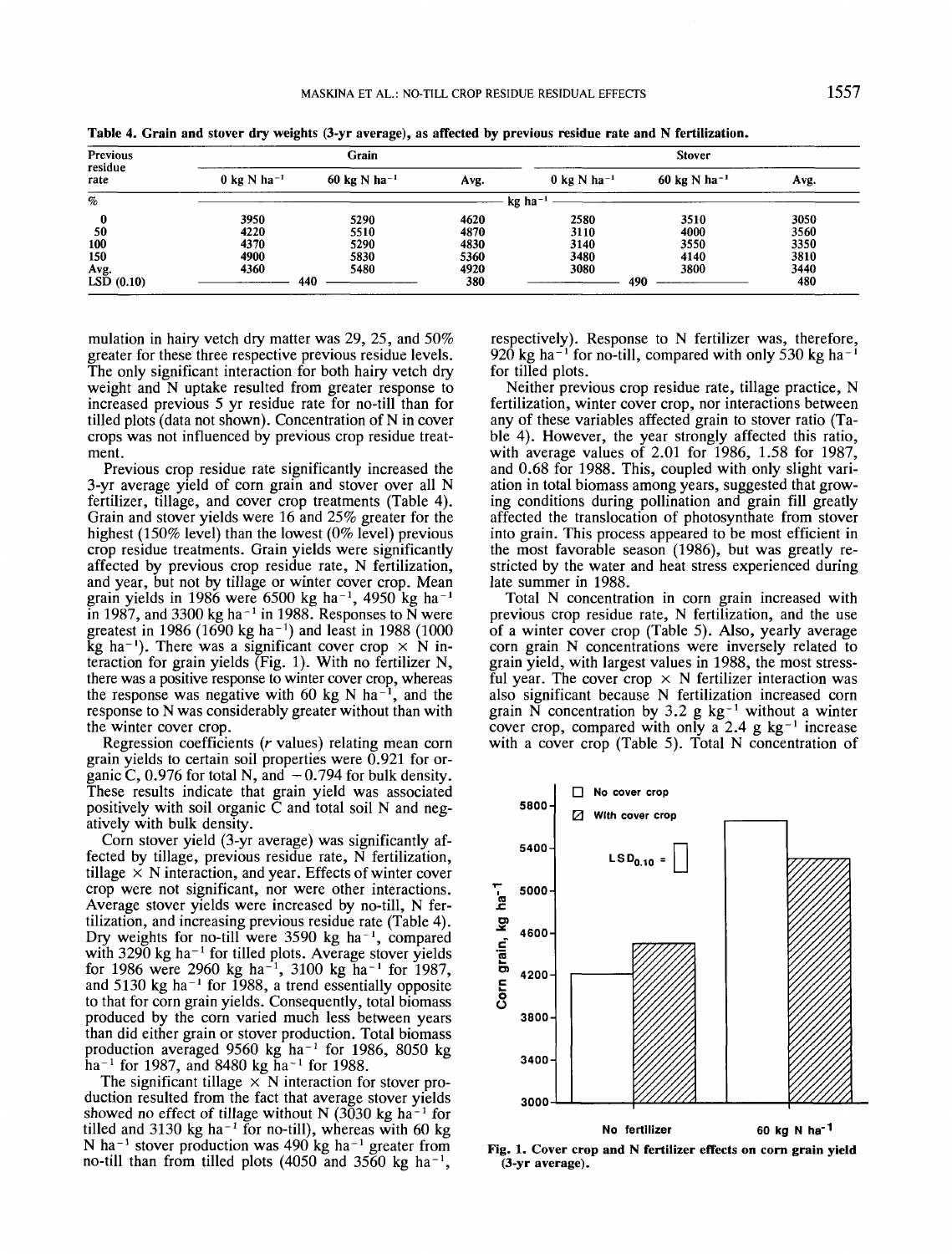Table 4. Grain and stover dry weights (3-yr average), as affected by previous residue rate and N fertilization.

| Previous residue rate | Grain | | | Stover | | |
|---|---|---|---|---|---|---|
| | 0 kg N ha$^{-1}$ | 60 kg N ha$^{-1}$ | Avg. | 0 kg N ha$^{-1}$ | 60 kg N ha$^{-1}$ | Avg. |
| % | kg ha$^{-1}$ | | | | | |
| 0 | 3950 | 5290 | 4620 | 2580 | 3510 | 3050 |
| 50 | 4220 | 5510 | 4870 | 3110 | 4000 | 3560 |
| 100 | 4370 | 5290 | 4830 | 3140 | 3550 | 3350 |
| 150 | 4900 | 5830 | 5360 | 3480 | 4140 | 3810 |
| Avg. | 4360 | 5480 | 4920 | 3080 | 3800 | 3440 |
| LSD (0.10) | 440 | | 380 | 490 | | 480 |

mulation in hairy vetch dry matter was 29, 25, and 50% greater for these three respective previous residue levels. The only significant interaction for both hairy vetch dry weight and N uptake resulted from greater response to increased previous 5 yr residue rate for no-till than for tilled plots (data not shown). Concentration of N in cover crops was not influenced by previous crop residue treatment.

Previous crop residue rate significantly increased the 3-yr average yield of corn grain and stover over all N fertilizer, tillage, and cover crop treatments (Table 4). Grain and stover yields were 16 and 25% greater for the highest (150% level) than the lowest (0% level) previous crop residue treatments. Grain yields were significantly affected by previous crop residue rate, N fertilization, and year, but not by tillage or winter cover crop. Mean grain yields in 1986 were 6500 kg ha$^{-1}$, 4950 kg ha$^{-1}$ in 1987, and 3300 kg ha$^{-1}$ in 1988. Responses to N were greatest in 1986 (1690 kg ha$^{-1}$) and least in 1988 (1000 kg ha$^{-1}$). There was a significant cover crop × N interaction for grain yields (Fig. 1). With no fertilizer N, there was a positive response to winter cover crop, whereas the response was negative with 60 kg N ha$^{-1}$, and the response to N was considerably greater without than with the winter cover crop.

Regression coefficients ($r$ values) relating mean corn grain yields to certain soil properties were 0.921 for organic C, 0.976 for total N, and −0.794 for bulk density. These results indicate that grain yield was associated positively with soil organic C and total soil N and negatively with bulk density.

Corn stover yield (3-yr average) was significantly affected by tillage, previous residue rate, N fertilization, tillage × N interaction, and year. Effects of winter cover crop were not significant, nor were other interactions. Average stover yields were increased by no-till, N fertilization, and increasing previous residue rate (Table 4). Dry weights for no-till were 3590 kg ha$^{-1}$, compared with 3290 kg ha$^{-1}$ for tilled plots. Average stover yields for 1986 were 2960 kg ha$^{-1}$, 3100 kg ha$^{-1}$ for 1987, and 5130 kg ha$^{-1}$ for 1988, a trend essentially opposite to that for corn grain yields. Consequently, total biomass produced by the corn varied much less between years than did either grain or stover production. Total biomass production averaged 9560 kg ha$^{-1}$ for 1986, 8050 kg ha$^{-1}$ for 1987, and 8480 kg ha$^{-1}$ for 1988.

The significant tillage × N interaction for stover production resulted from the fact that average stover yields showed no effect of tillage without N (3030 kg ha$^{-1}$ for tilled and 3130 kg ha$^{-1}$ for no-till), whereas with 60 kg N ha$^{-1}$ stover production was 490 kg ha$^{-1}$ greater from no-till than from tilled plots (4050 and 3560 kg ha$^{-1}$, respectively). Response to N fertilizer was, therefore, 920 kg ha$^{-1}$ for no-till, compared with only 530 kg ha$^{-1}$ for tilled plots.

Neither previous crop residue rate, tillage practice, N fertilization, winter cover crop, nor interactions between any of these variables affected grain to stover ratio (Table 4). However, the year strongly affected this ratio, with average values of 2.01 for 1986, 1.58 for 1987, and 0.68 for 1988. This, coupled with only slight variation in total biomass among years, suggested that growing conditions during pollination and grain fill greatly affected the translocation of photosynthate from stover into grain. This process appeared to be most efficient in the most favorable season (1986), but was greatly restricted by the water and heat stress experienced during late summer in 1988.

Total N concentration in corn grain increased with previous crop residue rate, N fertilization, and the use of a winter cover crop (Table 5). Also, yearly average corn grain N concentrations were inversely related to grain yield, with largest values in 1988, the most stressful year. The cover crop × N fertilizer interaction was also significant because N fertilization increased corn grain N concentration by 3.2 g kg$^{-1}$ without a winter cover crop, compared with only a 2.4 g kg$^{-1}$ increase with a cover crop (Table 5). Total N concentration of

Fig. 1. Cover crop and N fertilizer effects on corn grain yield (3-yr average).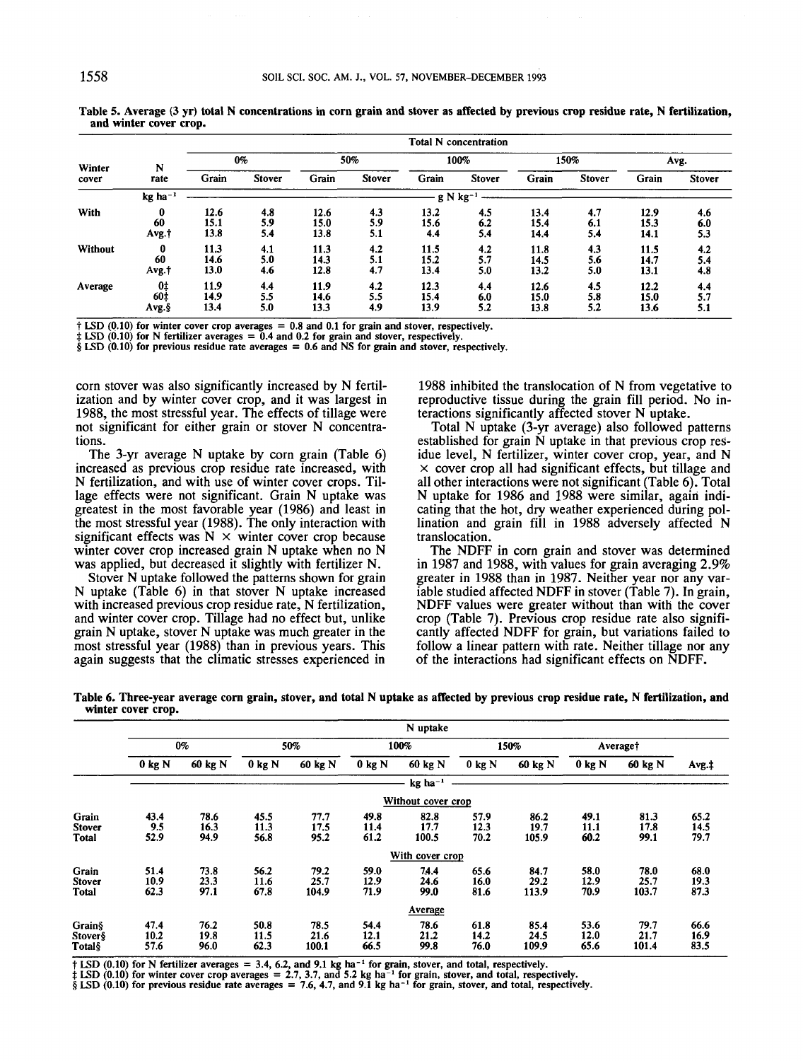Table 5. Average (3 yr) total N concentrations in corn grain and stover as affected by previous crop residue rate, N fertilization, and winter cover crop.

| Winter cover | N rate | 0% Grain | 0% Stover | 50% Grain | 50% Stover | 100% Grain | 100% Stover | 150% Grain | 150% Stover | Avg. Grain | Avg. Stover |
|---|---|---|---|---|---|---|---|---|---|---|---|
| | kg ha⁻¹ | g N kg⁻¹ | | | | | | | | | |
| With | 0 | 12.6 | 4.8 | 12.6 | 4.3 | 13.2 | 4.5 | 13.4 | 4.7 | 12.9 | 4.6 |
| | 60 | 15.1 | 5.9 | 15.0 | 5.9 | 15.6 | 6.2 | 15.4 | 6.1 | 15.3 | 6.0 |
| | Avg.† | 13.8 | 5.4 | 13.8 | 5.1 | 4.4 | 5.4 | 14.4 | 5.4 | 14.1 | 5.3 |
| Without | 0 | 11.3 | 4.1 | 11.3 | 4.2 | 11.5 | 4.2 | 11.8 | 4.3 | 11.5 | 4.2 |
| | 60 | 14.6 | 5.0 | 14.3 | 5.1 | 15.2 | 5.7 | 14.5 | 5.6 | 14.7 | 5.4 |
| | Avg.† | 13.0 | 4.6 | 12.8 | 4.7 | 13.4 | 5.0 | 13.2 | 5.0 | 13.1 | 4.8 |
| Average | 0‡ | 11.9 | 4.4 | 11.9 | 4.2 | 12.3 | 4.4 | 12.6 | 4.5 | 12.2 | 4.4 |
| | 60‡ | 14.9 | 5.5 | 14.6 | 5.5 | 15.4 | 6.0 | 15.0 | 5.8 | 15.0 | 5.7 |
| | Avg.§ | 13.4 | 5.0 | 13.3 | 4.9 | 13.9 | 5.2 | 13.8 | 5.2 | 13.6 | 5.1 |

† LSD (0.10) for winter cover crop averages = 0.8 and 0.1 for grain and stover, respectively.
‡ LSD (0.10) for N fertilizer averages = 0.4 and 0.2 for grain and stover, respectively.
§ LSD (0.10) for previous residue rate averages = 0.6 and NS for grain and stover, respectively.

corn stover was also significantly increased by N fertilization and by winter cover crop, and it was largest in 1988, the most stressful year. The effects of tillage were not significant for either grain or stover N concentrations.

The 3-yr average N uptake by corn grain (Table 6) increased as previous crop residue rate increased, with N fertilization, and with use of winter cover crops. Tillage effects were not significant. Grain N uptake was greatest in the most favorable year (1986) and least in the most stressful year (1988). The only interaction with significant effects was N × winter cover crop because winter cover crop increased grain N uptake when no N was applied, but decreased it slightly with fertilizer N.

Stover N uptake followed the patterns shown for grain N uptake (Table 6) in that stover N uptake increased with increased previous crop residue rate, N fertilization, and winter cover crop. Tillage had no effect but, unlike grain N uptake, stover N uptake was much greater in the most stressful year (1988) than in previous years. This again suggests that the climatic stresses experienced in 1988 inhibited the translocation of N from vegetative to reproductive tissue during the grain fill period. No interactions significantly affected stover N uptake.

Total N uptake (3-yr average) also followed patterns established for grain N uptake in that previous crop residue level, N fertilizer, winter cover crop, year, and N × cover crop all had significant effects, but tillage and all other interactions were not significant (Table 6). Total N uptake for 1986 and 1988 were similar, again indicating that the hot, dry weather experienced during pollination and grain fill in 1988 adversely affected N translocation.

The NDFF in corn grain and stover was determined in 1987 and 1988, with values for grain averaging 2.9% greater in 1988 than in 1987. Neither year nor any variable studied affected NDFF in stover (Table 7). In grain, NDFF values were greater without than with the cover crop (Table 7). Previous crop residue rate also significantly affected NDFF for grain, but variations failed to follow a linear pattern with rate. Neither tillage nor any of the interactions had significant effects on NDFF.

Table 6. Three-year average corn grain, stover, and total N uptake as affected by previous crop residue rate, N fertilization, and winter cover crop.

| | 0% 0 kg N | 0% 60 kg N | 50% 0 kg N | 50% 60 kg N | 100% 0 kg N | 100% 60 kg N | 150% 0 kg N | 150% 60 kg N | Average† 0 kg N | Average† 60 kg N | Avg.‡ |
|---|---|---|---|---|---|---|---|---|---|---|---|
| | kg ha⁻¹ | | | | | | | | | | |
| *Without cover crop* | | | | | | | | | | | |
| Grain | 43.4 | 78.6 | 45.5 | 77.7 | 49.8 | 82.8 | 57.9 | 86.2 | 49.1 | 81.3 | 65.2 |
| Stover | 9.5 | 16.3 | 11.3 | 17.5 | 11.4 | 17.7 | 12.3 | 19.7 | 11.1 | 17.8 | 14.5 |
| Total | 52.9 | 94.9 | 56.8 | 95.2 | 61.2 | 100.5 | 70.2 | 105.9 | 60.2 | 99.1 | 79.7 |
| *With cover crop* | | | | | | | | | | | |
| Grain | 51.4 | 73.8 | 56.2 | 79.2 | 59.0 | 74.4 | 65.6 | 84.7 | 58.0 | 78.0 | 68.0 |
| Stover | 10.9 | 23.3 | 11.6 | 25.7 | 12.9 | 24.6 | 16.0 | 29.2 | 12.9 | 25.7 | 19.3 |
| Total | 62.3 | 97.1 | 67.8 | 104.9 | 71.9 | 99.0 | 81.6 | 113.9 | 70.9 | 103.7 | 87.3 |
| *Average* | | | | | | | | | | | |
| Grain§ | 47.4 | 76.2 | 50.8 | 78.5 | 54.4 | 78.6 | 61.8 | 85.4 | 53.6 | 79.7 | 66.6 |
| Stover§ | 10.2 | 19.8 | 11.5 | 21.6 | 12.1 | 21.2 | 14.2 | 24.5 | 12.0 | 21.7 | 16.9 |
| Total§ | 57.6 | 96.0 | 62.3 | 100.1 | 66.5 | 99.8 | 76.0 | 109.9 | 65.6 | 101.4 | 83.5 |

† LSD (0.10) for N fertilizer averages = 3.4, 6.2, and 9.1 kg ha⁻¹ for grain, stover, and total, respectively.
‡ LSD (0.10) for winter cover crop averages = 2.7, 3.7, and 5.2 kg ha⁻¹ for grain, stover, and total, respectively.
§ LSD (0.10) for previous residue rate averages = 7.6, 4.7, and 9.1 kg ha⁻¹ for grain, stover, and total, respectively.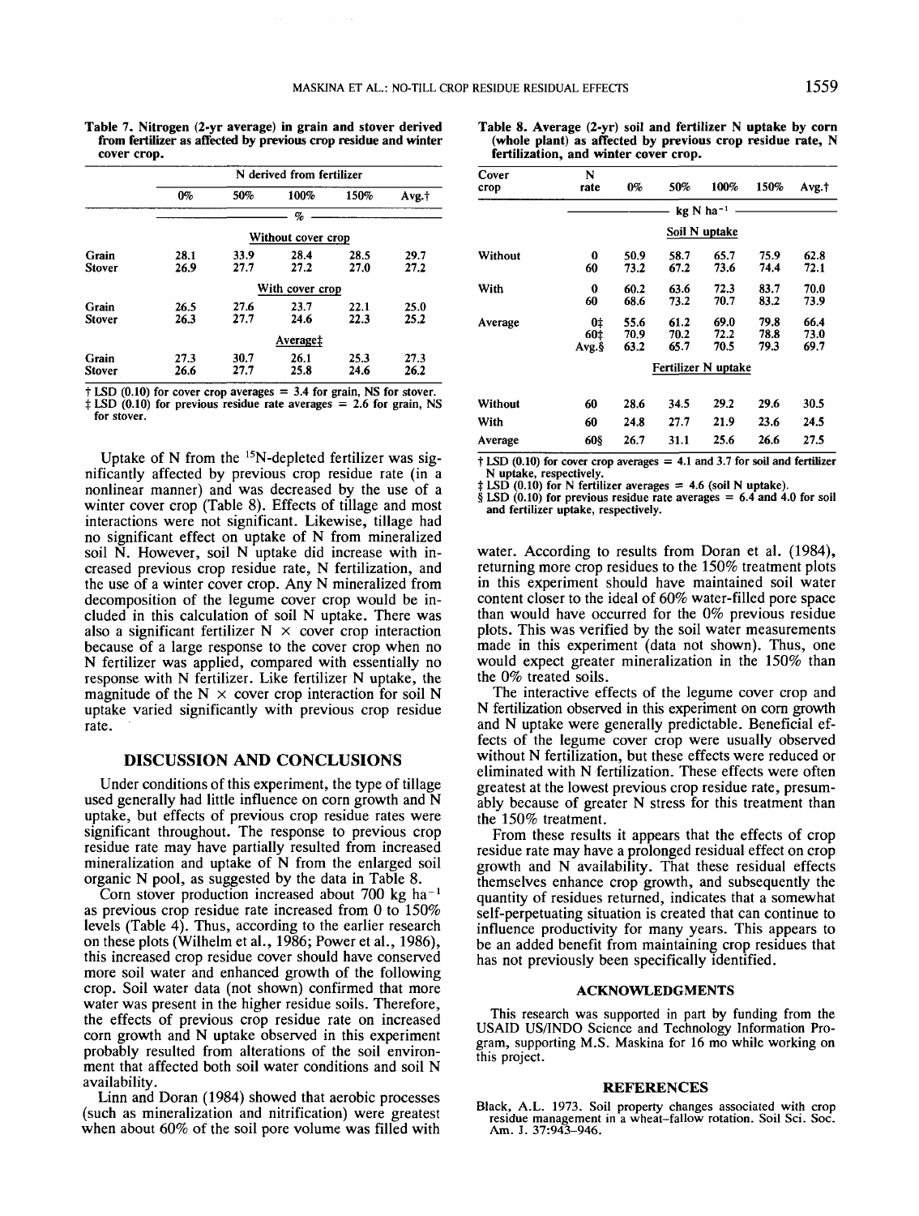Table 7. Nitrogen (2-yr average) in grain and stover derived from fertilizer as affected by previous crop residue and winter cover crop.

| | N derived from fertilizer | | | | |
|---|---|---|---|---|---|
| | 0% | 50% | 100% | 150% | Avg.† |
| | % | | | | |
| | Without cover crop | | | | |
| Grain | 28.1 | 33.9 | 28.4 | 28.5 | 29.7 |
| Stover | 26.9 | 27.7 | 27.2 | 27.0 | 27.2 |
| | With cover crop | | | | |
| Grain | 26.5 | 27.6 | 23.7 | 22.1 | 25.0 |
| Stover | 26.3 | 27.7 | 24.6 | 22.3 | 25.2 |
| | Average‡ | | | | |
| Grain | 27.3 | 30.7 | 26.1 | 25.3 | 27.3 |
| Stover | 26.6 | 27.7 | 25.8 | 24.6 | 26.2 |

† LSD (0.10) for cover crop averages = 3.4 for grain, NS for stover.
‡ LSD (0.10) for previous residue rate averages = 2.6 for grain, NS for stover.

Uptake of N from the $^{15}$N-depleted fertilizer was significantly affected by previous crop residue rate (in a nonlinear manner) and was decreased by the use of a winter cover crop (Table 8). Effects of tillage and most interactions were not significant. Likewise, tillage had no significant effect on uptake of N from mineralized soil N. However, soil N uptake did increase with increased previous crop residue rate, N fertilization, and the use of a winter cover crop. Any N mineralized from decomposition of the legume cover crop would be included in this calculation of soil N uptake. There was also a significant fertilizer N × cover crop interaction because of a large response to the cover crop when no N fertilizer was applied, compared with essentially no response with N fertilizer. Like fertilizer N uptake, the magnitude of the N × cover crop interaction for soil N uptake varied significantly with previous crop residue rate.

Table 8. Average (2-yr) soil and fertilizer N uptake by corn (whole plant) as affected by previous crop residue rate, N fertilization, and winter cover crop.

| Cover crop | N rate | 0% | 50% | 100% | 150% | Avg.† |
|---|---|---|---|---|---|---|
| | kg N ha$^{-1}$ | | | | | |
| | | Soil N uptake | | | | |
| Without | 0 | 50.9 | 58.7 | 65.7 | 75.9 | 62.8 |
| | 60 | 73.2 | 67.2 | 73.6 | 74.4 | 72.1 |
| With | 0 | 60.2 | 63.6 | 72.3 | 83.7 | 70.0 |
| | 60 | 68.6 | 73.2 | 70.7 | 83.2 | 73.9 |
| Average | 0‡ | 55.6 | 61.2 | 69.0 | 79.8 | 66.4 |
| | 60‡ | 70.9 | 70.2 | 72.2 | 78.8 | 73.0 |
| | Avg.§ | 63.2 | 65.7 | 70.5 | 79.3 | 69.7 |
| | | Fertilizer N uptake | | | | |
| Without | 60 | 28.6 | 34.5 | 29.2 | 29.6 | 30.5 |
| With | 60 | 24.8 | 27.7 | 21.9 | 23.6 | 24.5 |
| Average | 60§ | 26.7 | 31.1 | 25.6 | 26.6 | 27.5 |

† LSD (0.10) for cover crop averages = 4.1 and 3.7 for soil and fertilizer N uptake, respectively.
‡ LSD (0.10) for N fertilizer averages = 4.6 (soil N uptake).
§ LSD (0.10) for previous residue rate averages = 6.4 and 4.0 for soil and fertilizer uptake, respectively.

## DISCUSSION AND CONCLUSIONS

Under conditions of this experiment, the type of tillage used generally had little influence on corn growth and N uptake, but effects of previous crop residue rates were significant throughout. The response to previous crop residue rate may have partially resulted from increased mineralization and uptake of N from the enlarged soil organic N pool, as suggested by the data in Table 8.

Corn stover production increased about 700 kg ha$^{-1}$ as previous crop residue rate increased from 0 to 150% levels (Table 4). Thus, according to the earlier research on these plots (Wilhelm et al., 1986; Power et al., 1986), this increased crop residue cover should have conserved more soil water and enhanced growth of the following crop. Soil water data (not shown) confirmed that more water was present in the higher residue soils. Therefore, the effects of previous crop residue rate on increased corn growth and N uptake observed in this experiment probably resulted from alterations of the soil environment that affected both soil water conditions and soil N availability.

Linn and Doran (1984) showed that aerobic processes (such as mineralization and nitrification) were greatest when about 60% of the soil pore volume was filled with water. According to results from Doran et al. (1984), returning more crop residues to the 150% treatment plots in this experiment should have maintained soil water content closer to the ideal of 60% water-filled pore space than would have occurred for the 0% previous residue plots. This was verified by the soil water measurements made in this experiment (data not shown). Thus, one would expect greater mineralization in the 150% than the 0% treated soils.

The interactive effects of the legume cover crop and N fertilization observed in this experiment on corn growth and N uptake were generally predictable. Beneficial effects of the legume cover crop were usually observed without N fertilization, but these effects were reduced or eliminated with N fertilization. These effects were often greatest at the lowest previous crop residue rate, presumably because of greater N stress for this treatment than the 150% treatment.

From these results it appears that the effects of crop residue rate may have a prolonged residual effect on crop growth and N availability. That these residual effects themselves enhance crop growth, and subsequently the quantity of residues returned, indicates that a somewhat self-perpetuating situation is created that can continue to influence productivity for many years. This appears to be an added benefit from maintaining crop residues that has not previously been specifically identified.

## ACKNOWLEDGMENTS

This research was supported in part by funding from the USAID US/INDO Science and Technology Information Program, supporting M.S. Maskina for 16 mo while working on this project.

## REFERENCES

Black, A.L. 1973. Soil property changes associated with crop residue management in a wheat-fallow rotation. Soil Sci. Soc. Am. J. 37:943–946.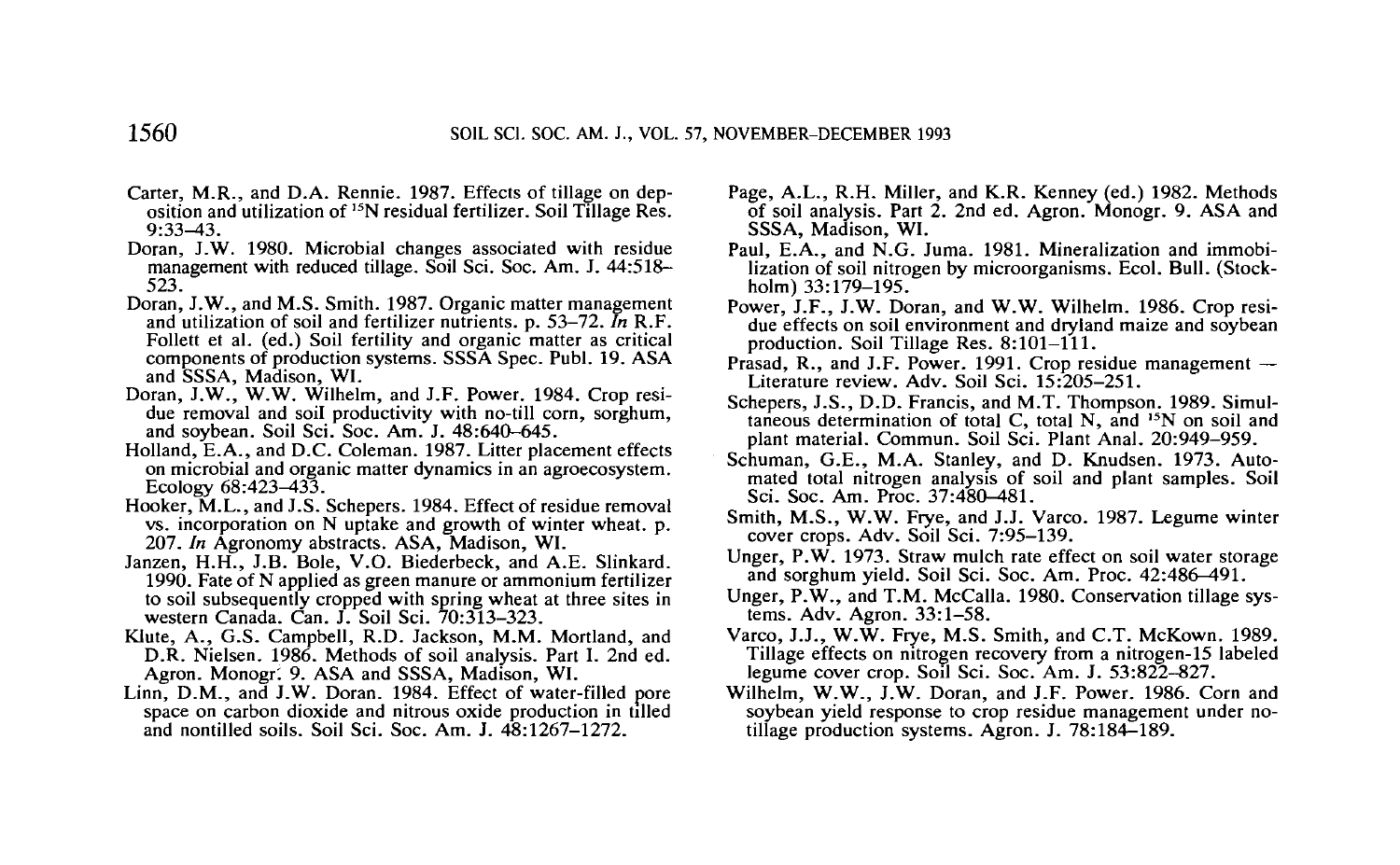Carter, M.R., and D.A. Rennie. 1987. Effects of tillage on deposition and utilization of $^{15}N$ residual fertilizer. Soil Tillage Res. 9:33–43.

Doran, J.W. 1980. Microbial changes associated with residue management with reduced tillage. Soil Sci. Soc. Am. J. 44:518–523.

Doran, J.W., and M.S. Smith. 1987. Organic matter management and utilization of soil and fertilizer nutrients. p. 53–72. *In* R.F. Follett et al. (ed.) Soil fertility and organic matter as critical components of production systems. SSSA Spec. Publ. 19. ASA and SSSA, Madison, WI.

Doran, J.W., W.W. Wilhelm, and J.F. Power. 1984. Crop residue removal and soil productivity with no-till corn, sorghum, and soybean. Soil Sci. Soc. Am. J. 48:640–645.

Holland, E.A., and D.C. Coleman. 1987. Litter placement effects on microbial and organic matter dynamics in an agroecosystem. Ecology 68:423–433.

Hooker, M.L., and J.S. Schepers. 1984. Effect of residue removal vs. incorporation on N uptake and growth of winter wheat. p. 207. *In* Agronomy abstracts. ASA, Madison, WI.

Janzen, H.H., J.B. Bole, V.O. Biederbeck, and A.E. Slinkard. 1990. Fate of N applied as green manure or ammonium fertilizer to soil subsequently cropped with spring wheat at three sites in western Canada. Can. J. Soil Sci. 70:313–323.

Klute, A., G.S. Campbell, R.D. Jackson, M.M. Mortland, and D.R. Nielsen. 1986. Methods of soil analysis. Part I. 2nd ed. Agron. Monogr. 9. ASA and SSSA, Madison, WI.

Linn, D.M., and J.W. Doran. 1984. Effect of water-filled pore space on carbon dioxide and nitrous oxide production in tilled and nontilled soils. Soil Sci. Soc. Am. J. 48:1267–1272.

Page, A.L., R.H. Miller, and K.R. Kenney (ed.) 1982. Methods of soil analysis. Part 2. 2nd ed. Agron. Monogr. 9. ASA and SSSA, Madison, WI.

Paul, E.A., and N.G. Juma. 1981. Mineralization and immobilization of soil nitrogen by microorganisms. Ecol. Bull. (Stockholm) 33:179–195.

Power, J.F., J.W. Doran, and W.W. Wilhelm. 1986. Crop residue effects on soil environment and dryland maize and soybean production. Soil Tillage Res. 8:101–111.

Prasad, R., and J.F. Power. 1991. Crop residue management — Literature review. Adv. Soil Sci. 15:205–251.

Schepers, J.S., D.D. Francis, and M.T. Thompson. 1989. Simultaneous determination of total C, total N, and $^{15}N$ on soil and plant material. Commun. Soil Sci. Plant Anal. 20:949–959.

Schuman, G.E., M.A. Stanley, and D. Knudsen. 1973. Automated total nitrogen analysis of soil and plant samples. Soil Sci. Soc. Am. Proc. 37:480–481.

Smith, M.S., W.W. Frye, and J.J. Varco. 1987. Legume winter cover crops. Adv. Soil Sci. 7:95–139.

Unger, P.W. 1973. Straw mulch rate effect on soil water storage and sorghum yield. Soil Sci. Soc. Am. Proc. 42:486–491.

Unger, P.W., and T.M. McCalla. 1980. Conservation tillage systems. Adv. Agron. 33:1–58.

Varco, J.J., W.W. Frye, M.S. Smith, and C.T. McKown. 1989. Tillage effects on nitrogen recovery from a nitrogen-15 labeled legume cover crop. Soil Sci. Soc. Am. J. 53:822–827.

Wilhelm, W.W., J.W. Doran, and J.F. Power. 1986. Corn and soybean yield response to crop residue management under no-tillage production systems. Agron. J. 78:184–189.